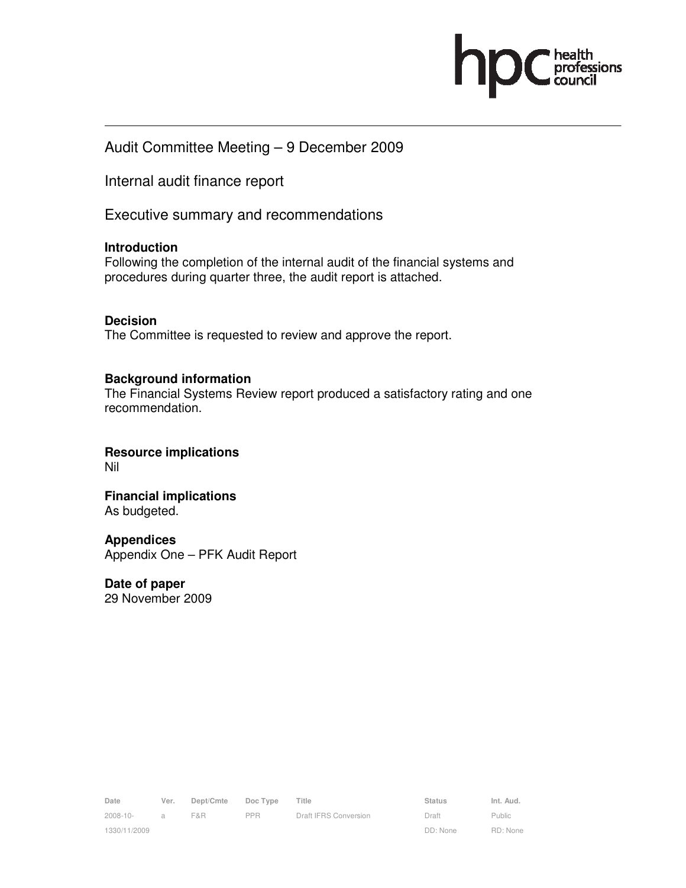Audit Committee Meeting – 9 December 2009

Internal audit finance report

Executive summary and recommendations

**Introduction**

Following the completion of the internal audit of the financial systems and procedures during quarter three, the audit report is attached.

**Decision**

The Committee is requested to review and approve the report.

**Background information**

The Financial Systems Review report produced a satisfactory rating and one recommendation.

**Resource implications**

Nil

**Financial implications**

As budgeted.

**Appendices**

Appendix One – PFK Audit Report

**Date of paper**

29 November 2009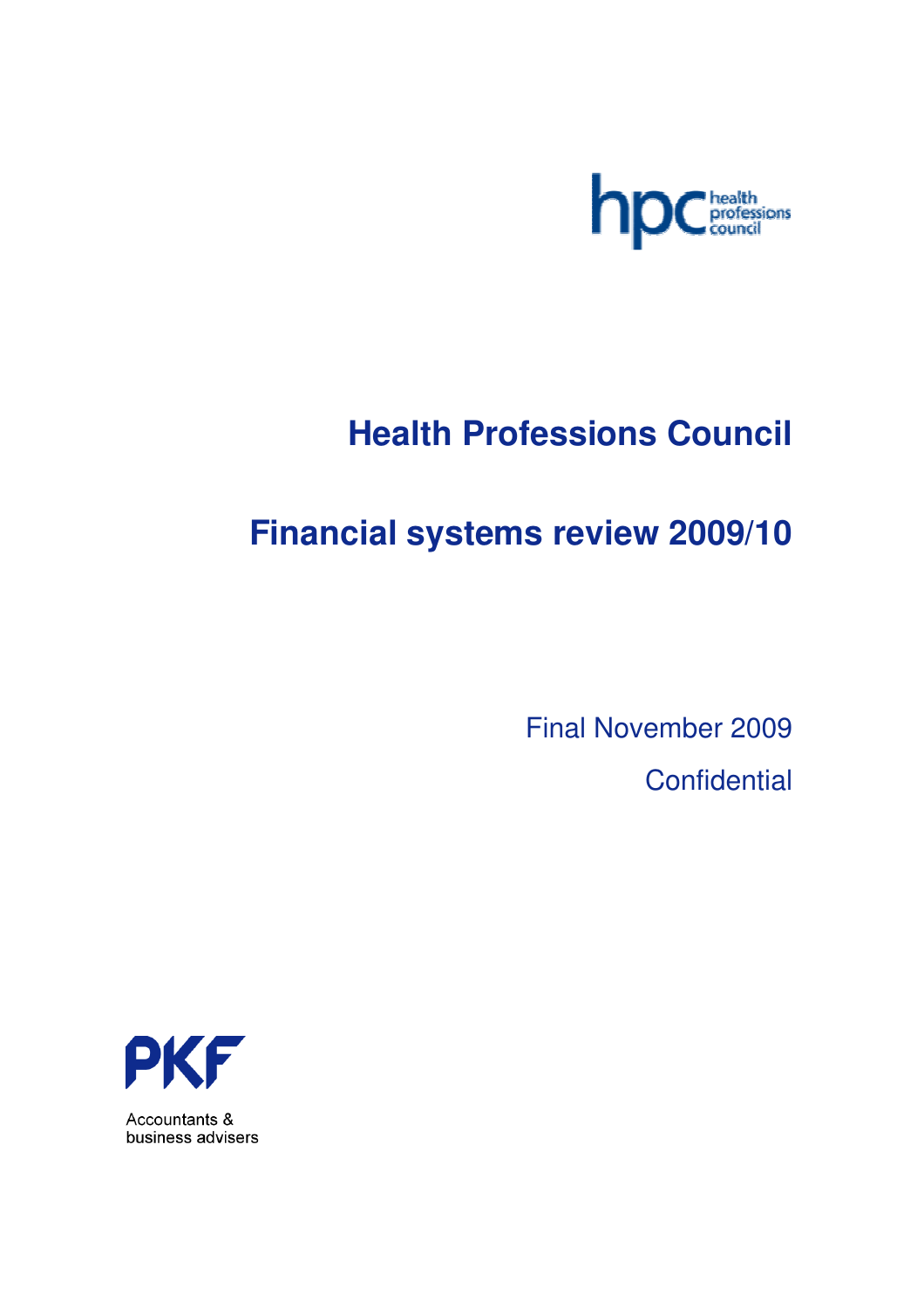# Health Professions Council

# Financial systems review 2009/10

Final November 2009

Confidential

Accountants & business advisers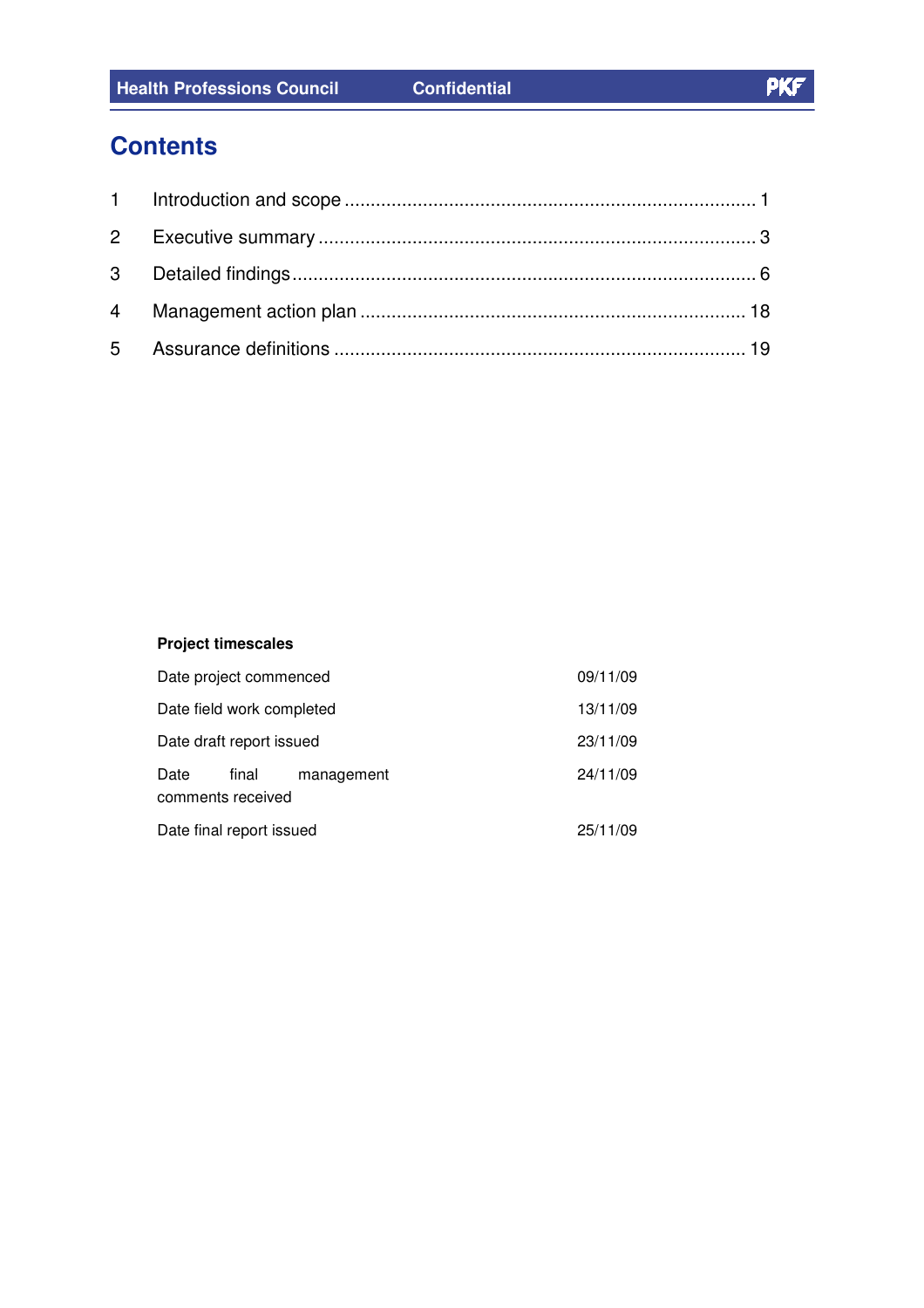# Contents

| | | |
|---|---|---|
| 1 | Introduction and scope | 1 |
| 2 | Executive summary | 3 |
| 3 | Detailed findings | 6 |
| 4 | Management action plan | 18 |
| 5 | Assurance definitions | 19 |

**Project timescales**

| | |
|---|---|
| Date project commenced | 09/11/09 |
| Date field work completed | 13/11/09 |
| Date draft report issued | 23/11/09 |
| Date final management comments received | 24/11/09 |
| Date final report issued | 25/11/09 |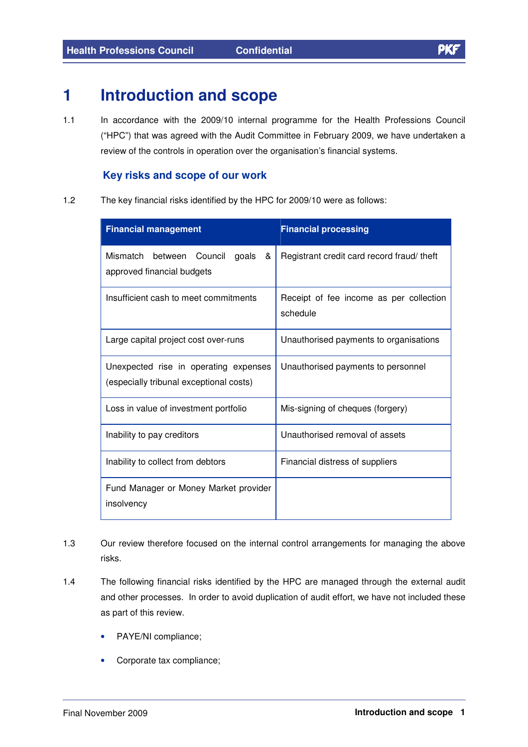# 1 Introduction and scope

1.1 In accordance with the 2009/10 internal programme for the Health Professions Council ("HPC") that was agreed with the Audit Committee in February 2009, we have undertaken a review of the controls in operation over the organisation's financial systems.

## Key risks and scope of our work

1.2 The key financial risks identified by the HPC for 2009/10 were as follows:

| Financial management | Financial processing |
|---|---|
| Mismatch between Council goals & approved financial budgets | Registrant credit card record fraud/ theft |
| Insufficient cash to meet commitments | Receipt of fee income as per collection schedule |
| Large capital project cost over-runs | Unauthorised payments to organisations |
| Unexpected rise in operating expenses (especially tribunal exceptional costs) | Unauthorised payments to personnel |
| Loss in value of investment portfolio | Mis-signing of cheques (forgery) |
| Inability to pay creditors | Unauthorised removal of assets |
| Inability to collect from debtors | Financial distress of suppliers |
| Fund Manager or Money Market provider insolvency | |

1.3 Our review therefore focused on the internal control arrangements for managing the above risks.

1.4 The following financial risks identified by the HPC are managed through the external audit and other processes. In order to avoid duplication of audit effort, we have not included these as part of this review.

- PAYE/NI compliance;
- Corporate tax compliance;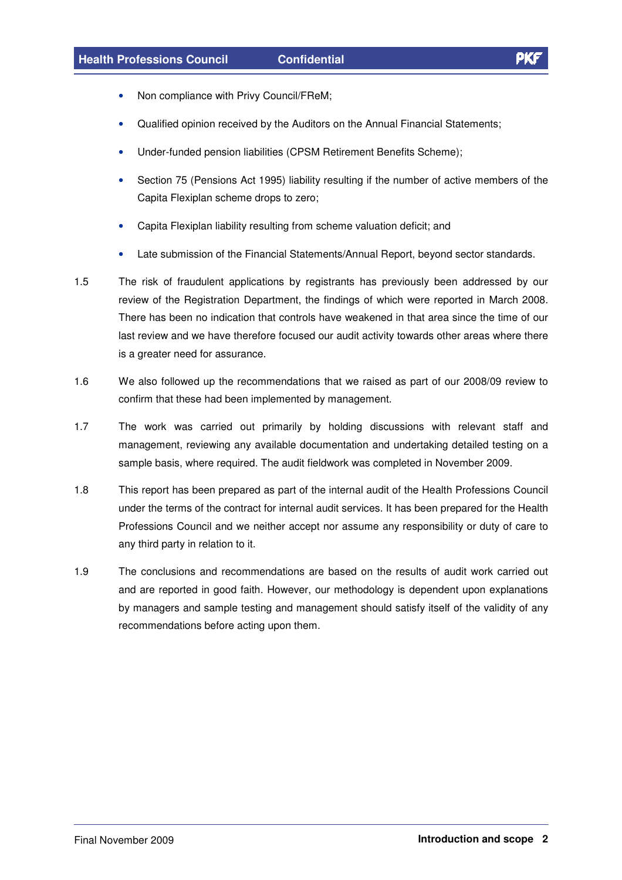- Non compliance with Privy Council/FReM;
- Qualified opinion received by the Auditors on the Annual Financial Statements;
- Under-funded pension liabilities (CPSM Retirement Benefits Scheme);
- Section 75 (Pensions Act 1995) liability resulting if the number of active members of the Capita Flexiplan scheme drops to zero;
- Capita Flexiplan liability resulting from scheme valuation deficit; and
- Late submission of the Financial Statements/Annual Report, beyond sector standards.

1.5 The risk of fraudulent applications by registrants has previously been addressed by our review of the Registration Department, the findings of which were reported in March 2008. There has been no indication that controls have weakened in that area since the time of our last review and we have therefore focused our audit activity towards other areas where there is a greater need for assurance.

1.6 We also followed up the recommendations that we raised as part of our 2008/09 review to confirm that these had been implemented by management.

1.7 The work was carried out primarily by holding discussions with relevant staff and management, reviewing any available documentation and undertaking detailed testing on a sample basis, where required. The audit fieldwork was completed in November 2009.

1.8 This report has been prepared as part of the internal audit of the Health Professions Council under the terms of the contract for internal audit services. It has been prepared for the Health Professions Council and we neither accept nor assume any responsibility or duty of care to any third party in relation to it.

1.9 The conclusions and recommendations are based on the results of audit work carried out and are reported in good faith. However, our methodology is dependent upon explanations by managers and sample testing and management should satisfy itself of the validity of any recommendations before acting upon them.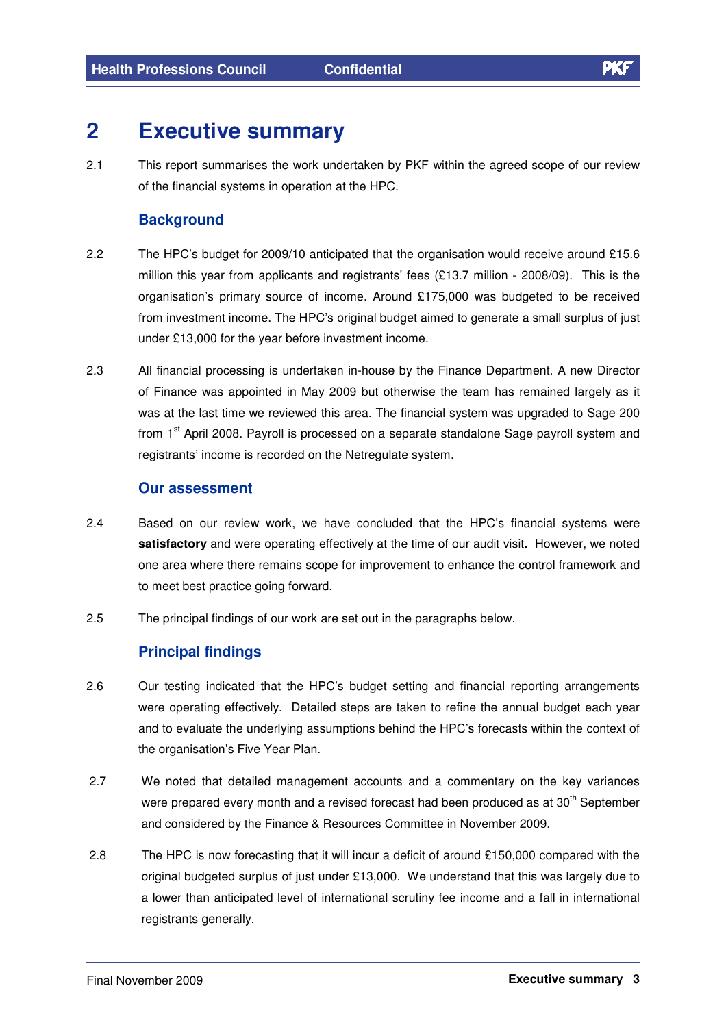# 2 Executive summary

2.1 This report summarises the work undertaken by PKF within the agreed scope of our review of the financial systems in operation at the HPC.

## Background

2.2 The HPC's budget for 2009/10 anticipated that the organisation would receive around £15.6 million this year from applicants and registrants' fees (£13.7 million - 2008/09). This is the organisation's primary source of income. Around £175,000 was budgeted to be received from investment income. The HPC's original budget aimed to generate a small surplus of just under £13,000 for the year before investment income.

2.3 All financial processing is undertaken in-house by the Finance Department. A new Director of Finance was appointed in May 2009 but otherwise the team has remained largely as it was at the last time we reviewed this area. The financial system was upgraded to Sage 200 from 1st April 2008. Payroll is processed on a separate standalone Sage payroll system and registrants' income is recorded on the Netregulate system.

## Our assessment

2.4 Based on our review work, we have concluded that the HPC's financial systems were **satisfactory** and were operating effectively at the time of our audit visit**.** However, we noted one area where there remains scope for improvement to enhance the control framework and to meet best practice going forward.

2.5 The principal findings of our work are set out in the paragraphs below.

## Principal findings

2.6 Our testing indicated that the HPC's budget setting and financial reporting arrangements were operating effectively. Detailed steps are taken to refine the annual budget each year and to evaluate the underlying assumptions behind the HPC's forecasts within the context of the organisation's Five Year Plan.

2.7 We noted that detailed management accounts and a commentary on the key variances were prepared every month and a revised forecast had been produced as at 30th September and considered by the Finance & Resources Committee in November 2009.

2.8 The HPC is now forecasting that it will incur a deficit of around £150,000 compared with the original budgeted surplus of just under £13,000. We understand that this was largely due to a lower than anticipated level of international scrutiny fee income and a fall in international registrants generally.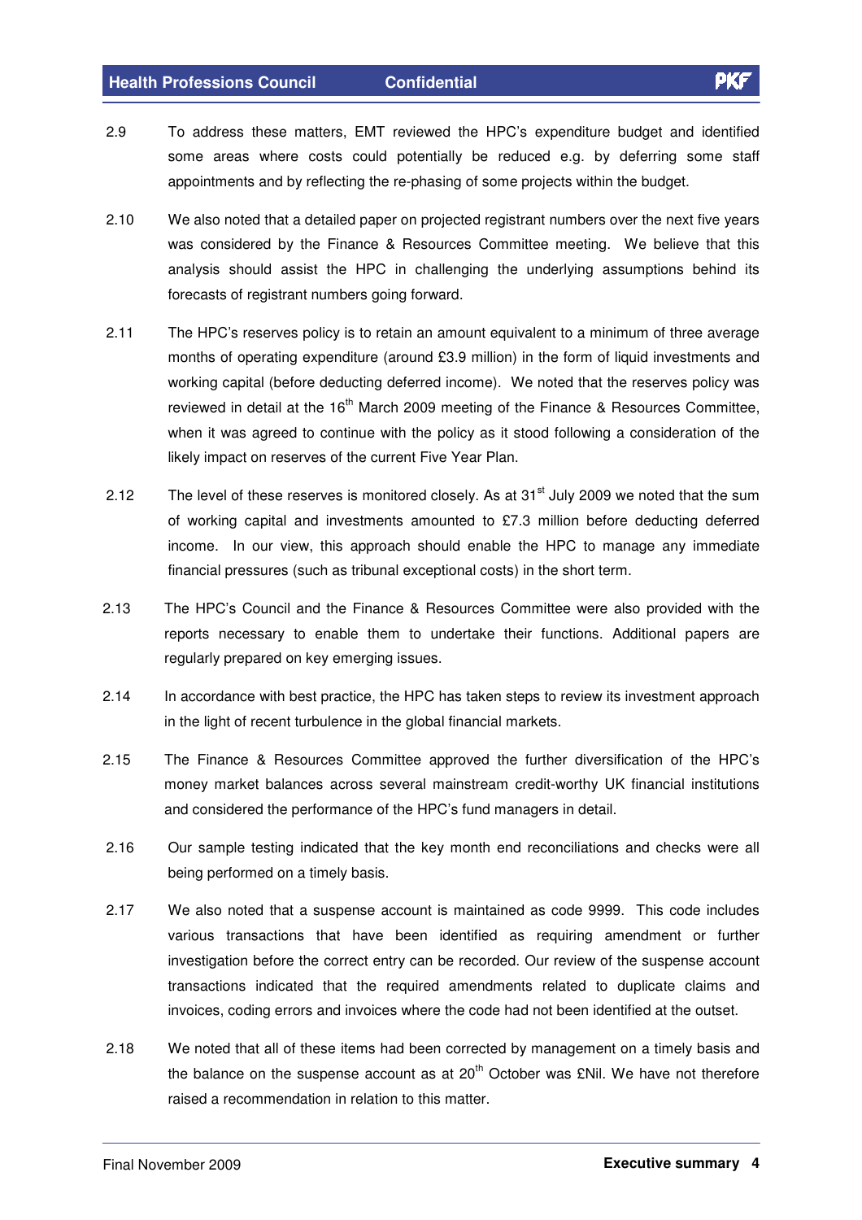2.9 To address these matters, EMT reviewed the HPC's expenditure budget and identified some areas where costs could potentially be reduced e.g. by deferring some staff appointments and by reflecting the re-phasing of some projects within the budget.

2.10 We also noted that a detailed paper on projected registrant numbers over the next five years was considered by the Finance & Resources Committee meeting. We believe that this analysis should assist the HPC in challenging the underlying assumptions behind its forecasts of registrant numbers going forward.

2.11 The HPC's reserves policy is to retain an amount equivalent to a minimum of three average months of operating expenditure (around £3.9 million) in the form of liquid investments and working capital (before deducting deferred income). We noted that the reserves policy was reviewed in detail at the 16th March 2009 meeting of the Finance & Resources Committee, when it was agreed to continue with the policy as it stood following a consideration of the likely impact on reserves of the current Five Year Plan.

2.12 The level of these reserves is monitored closely. As at 31st July 2009 we noted that the sum of working capital and investments amounted to £7.3 million before deducting deferred income. In our view, this approach should enable the HPC to manage any immediate financial pressures (such as tribunal exceptional costs) in the short term.

2.13 The HPC's Council and the Finance & Resources Committee were also provided with the reports necessary to enable them to undertake their functions. Additional papers are regularly prepared on key emerging issues.

2.14 In accordance with best practice, the HPC has taken steps to review its investment approach in the light of recent turbulence in the global financial markets.

2.15 The Finance & Resources Committee approved the further diversification of the HPC's money market balances across several mainstream credit-worthy UK financial institutions and considered the performance of the HPC's fund managers in detail.

2.16 Our sample testing indicated that the key month end reconciliations and checks were all being performed on a timely basis.

2.17 We also noted that a suspense account is maintained as code 9999. This code includes various transactions that have been identified as requiring amendment or further investigation before the correct entry can be recorded. Our review of the suspense account transactions indicated that the required amendments related to duplicate claims and invoices, coding errors and invoices where the code had not been identified at the outset.

2.18 We noted that all of these items had been corrected by management on a timely basis and the balance on the suspense account as at 20th October was £Nil. We have not therefore raised a recommendation in relation to this matter.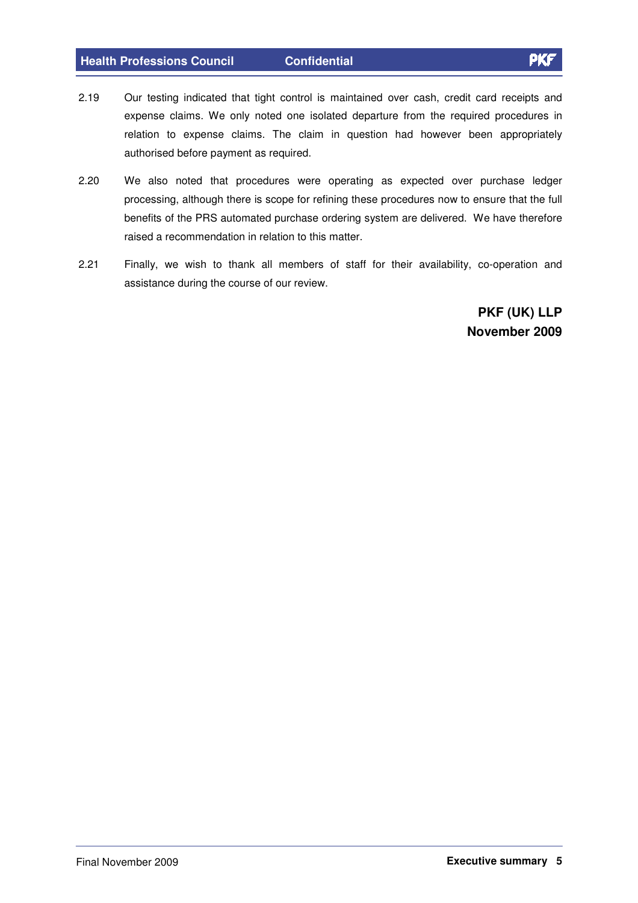2.19 Our testing indicated that tight control is maintained over cash, credit card receipts and expense claims. We only noted one isolated departure from the required procedures in relation to expense claims. The claim in question had however been appropriately authorised before payment as required.

2.20 We also noted that procedures were operating as expected over purchase ledger processing, although there is scope for refining these procedures now to ensure that the full benefits of the PRS automated purchase ordering system are delivered. We have therefore raised a recommendation in relation to this matter.

2.21 Finally, we wish to thank all members of staff for their availability, co-operation and assistance during the course of our review.

**PKF (UK) LLP**
**November 2009**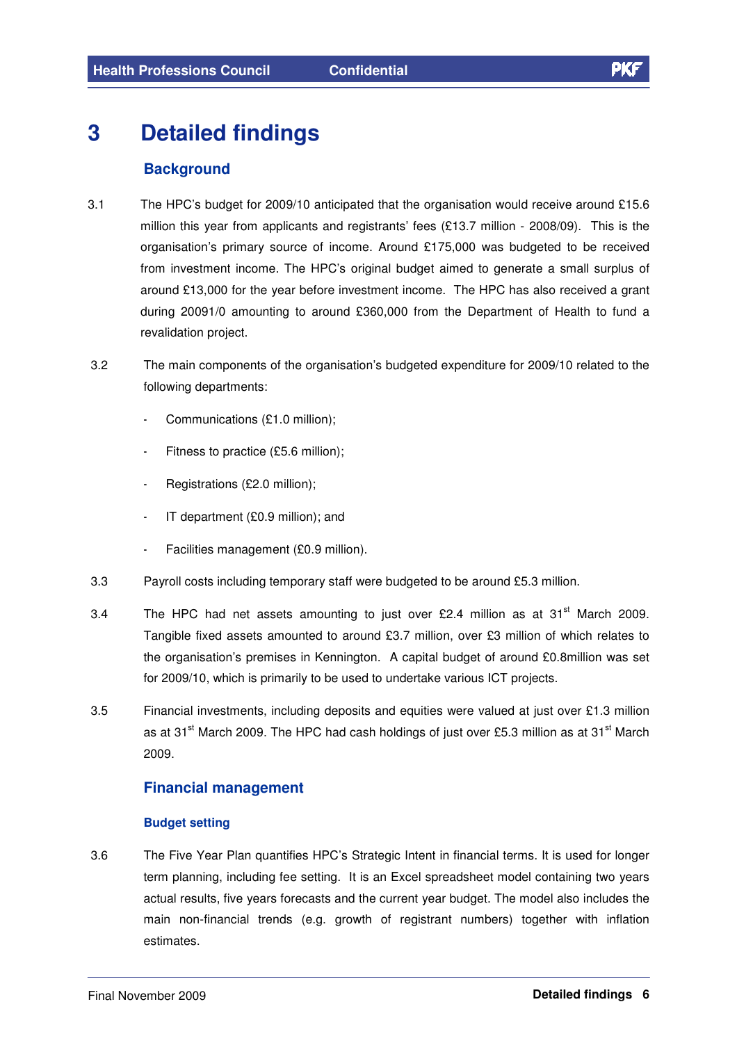# 3 Detailed findings

## Background

3.1 The HPC's budget for 2009/10 anticipated that the organisation would receive around £15.6 million this year from applicants and registrants' fees (£13.7 million - 2008/09). This is the organisation's primary source of income. Around £175,000 was budgeted to be received from investment income. The HPC's original budget aimed to generate a small surplus of around £13,000 for the year before investment income. The HPC has also received a grant during 20091/0 amounting to around £360,000 from the Department of Health to fund a revalidation project.

3.2 The main components of the organisation's budgeted expenditure for 2009/10 related to the following departments:

- Communications (£1.0 million);
- Fitness to practice (£5.6 million);
- Registrations (£2.0 million);
- IT department (£0.9 million); and
- Facilities management (£0.9 million).

3.3 Payroll costs including temporary staff were budgeted to be around £5.3 million.

3.4 The HPC had net assets amounting to just over £2.4 million as at 31st March 2009. Tangible fixed assets amounted to around £3.7 million, over £3 million of which relates to the organisation's premises in Kennington. A capital budget of around £0.8million was set for 2009/10, which is primarily to be used to undertake various ICT projects.

3.5 Financial investments, including deposits and equities were valued at just over £1.3 million as at 31st March 2009. The HPC had cash holdings of just over £5.3 million as at 31st March 2009.

## Financial management

### Budget setting

3.6 The Five Year Plan quantifies HPC's Strategic Intent in financial terms. It is used for longer term planning, including fee setting. It is an Excel spreadsheet model containing two years actual results, five years forecasts and the current year budget. The model also includes the main non-financial trends (e.g. growth of registrant numbers) together with inflation estimates.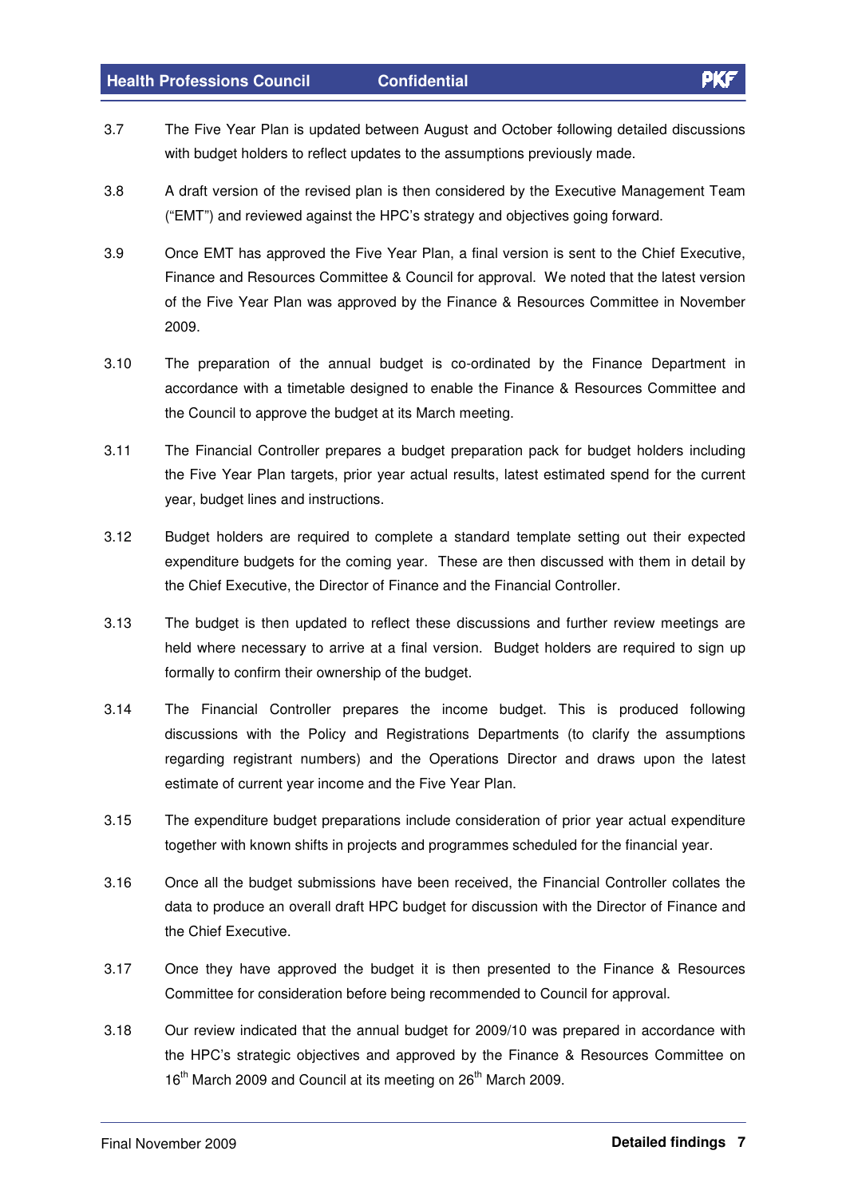3.7 The Five Year Plan is updated between August and October following detailed discussions with budget holders to reflect updates to the assumptions previously made.

3.8 A draft version of the revised plan is then considered by the Executive Management Team ("EMT") and reviewed against the HPC's strategy and objectives going forward.

3.9 Once EMT has approved the Five Year Plan, a final version is sent to the Chief Executive, Finance and Resources Committee & Council for approval. We noted that the latest version of the Five Year Plan was approved by the Finance & Resources Committee in November 2009.

3.10 The preparation of the annual budget is co-ordinated by the Finance Department in accordance with a timetable designed to enable the Finance & Resources Committee and the Council to approve the budget at its March meeting.

3.11 The Financial Controller prepares a budget preparation pack for budget holders including the Five Year Plan targets, prior year actual results, latest estimated spend for the current year, budget lines and instructions.

3.12 Budget holders are required to complete a standard template setting out their expected expenditure budgets for the coming year. These are then discussed with them in detail by the Chief Executive, the Director of Finance and the Financial Controller.

3.13 The budget is then updated to reflect these discussions and further review meetings are held where necessary to arrive at a final version. Budget holders are required to sign up formally to confirm their ownership of the budget.

3.14 The Financial Controller prepares the income budget. This is produced following discussions with the Policy and Registrations Departments (to clarify the assumptions regarding registrant numbers) and the Operations Director and draws upon the latest estimate of current year income and the Five Year Plan.

3.15 The expenditure budget preparations include consideration of prior year actual expenditure together with known shifts in projects and programmes scheduled for the financial year.

3.16 Once all the budget submissions have been received, the Financial Controller collates the data to produce an overall draft HPC budget for discussion with the Director of Finance and the Chief Executive.

3.17 Once they have approved the budget it is then presented to the Finance & Resources Committee for consideration before being recommended to Council for approval.

3.18 Our review indicated that the annual budget for 2009/10 was prepared in accordance with the HPC's strategic objectives and approved by the Finance & Resources Committee on 16th March 2009 and Council at its meeting on 26th March 2009.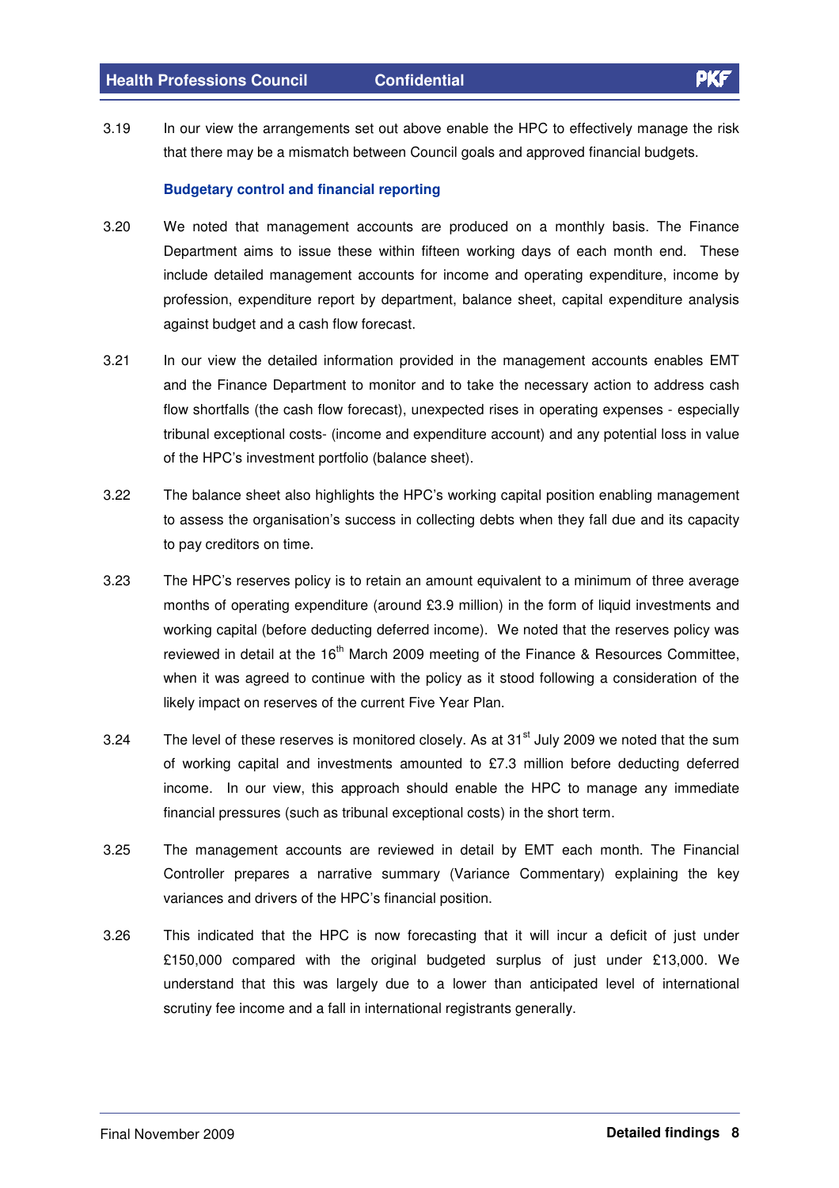3.19 In our view the arrangements set out above enable the HPC to effectively manage the risk that there may be a mismatch between Council goals and approved financial budgets.

### Budgetary control and financial reporting

3.20 We noted that management accounts are produced on a monthly basis. The Finance Department aims to issue these within fifteen working days of each month end. These include detailed management accounts for income and operating expenditure, income by profession, expenditure report by department, balance sheet, capital expenditure analysis against budget and a cash flow forecast.

3.21 In our view the detailed information provided in the management accounts enables EMT and the Finance Department to monitor and to take the necessary action to address cash flow shortfalls (the cash flow forecast), unexpected rises in operating expenses - especially tribunal exceptional costs- (income and expenditure account) and any potential loss in value of the HPC's investment portfolio (balance sheet).

3.22 The balance sheet also highlights the HPC's working capital position enabling management to assess the organisation's success in collecting debts when they fall due and its capacity to pay creditors on time.

3.23 The HPC's reserves policy is to retain an amount equivalent to a minimum of three average months of operating expenditure (around £3.9 million) in the form of liquid investments and working capital (before deducting deferred income). We noted that the reserves policy was reviewed in detail at the 16th March 2009 meeting of the Finance & Resources Committee, when it was agreed to continue with the policy as it stood following a consideration of the likely impact on reserves of the current Five Year Plan.

3.24 The level of these reserves is monitored closely. As at 31st July 2009 we noted that the sum of working capital and investments amounted to £7.3 million before deducting deferred income. In our view, this approach should enable the HPC to manage any immediate financial pressures (such as tribunal exceptional costs) in the short term.

3.25 The management accounts are reviewed in detail by EMT each month. The Financial Controller prepares a narrative summary (Variance Commentary) explaining the key variances and drivers of the HPC's financial position.

3.26 This indicated that the HPC is now forecasting that it will incur a deficit of just under £150,000 compared with the original budgeted surplus of just under £13,000. We understand that this was largely due to a lower than anticipated level of international scrutiny fee income and a fall in international registrants generally.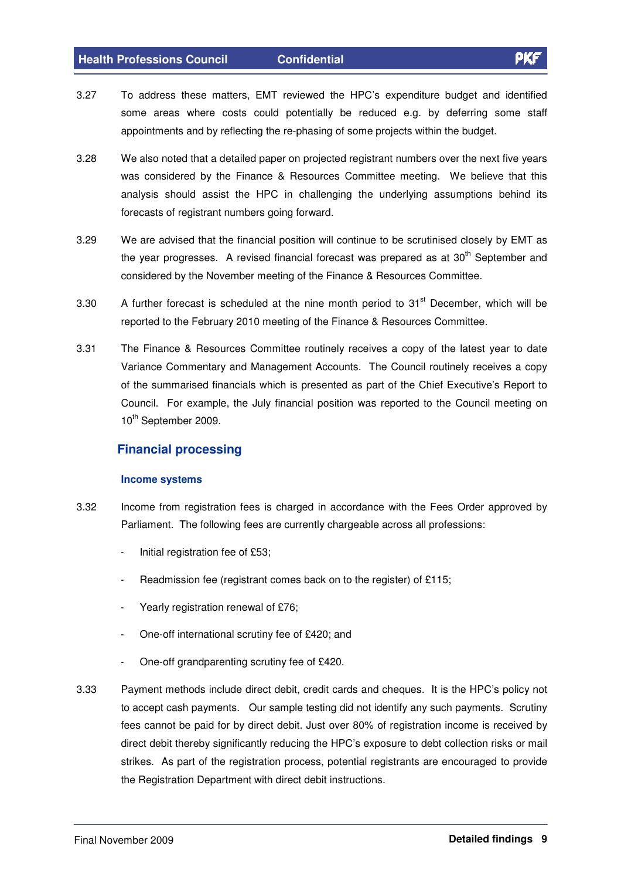3.27 To address these matters, EMT reviewed the HPC's expenditure budget and identified some areas where costs could potentially be reduced e.g. by deferring some staff appointments and by reflecting the re-phasing of some projects within the budget.

3.28 We also noted that a detailed paper on projected registrant numbers over the next five years was considered by the Finance & Resources Committee meeting. We believe that this analysis should assist the HPC in challenging the underlying assumptions behind its forecasts of registrant numbers going forward.

3.29 We are advised that the financial position will continue to be scrutinised closely by EMT as the year progresses. A revised financial forecast was prepared as at 30th September and considered by the November meeting of the Finance & Resources Committee.

3.30 A further forecast is scheduled at the nine month period to 31st December, which will be reported to the February 2010 meeting of the Finance & Resources Committee.

3.31 The Finance & Resources Committee routinely receives a copy of the latest year to date Variance Commentary and Management Accounts. The Council routinely receives a copy of the summarised financials which is presented as part of the Chief Executive's Report to Council. For example, the July financial position was reported to the Council meeting on 10th September 2009.

## Financial processing

### Income systems

3.32 Income from registration fees is charged in accordance with the Fees Order approved by Parliament. The following fees are currently chargeable across all professions:

- Initial registration fee of £53;
- Readmission fee (registrant comes back on to the register) of £115;
- Yearly registration renewal of £76;
- One-off international scrutiny fee of £420; and
- One-off grandparenting scrutiny fee of £420.

3.33 Payment methods include direct debit, credit cards and cheques. It is the HPC's policy not to accept cash payments. Our sample testing did not identify any such payments. Scrutiny fees cannot be paid for by direct debit. Just over 80% of registration income is received by direct debit thereby significantly reducing the HPC's exposure to debt collection risks or mail strikes. As part of the registration process, potential registrants are encouraged to provide the Registration Department with direct debit instructions.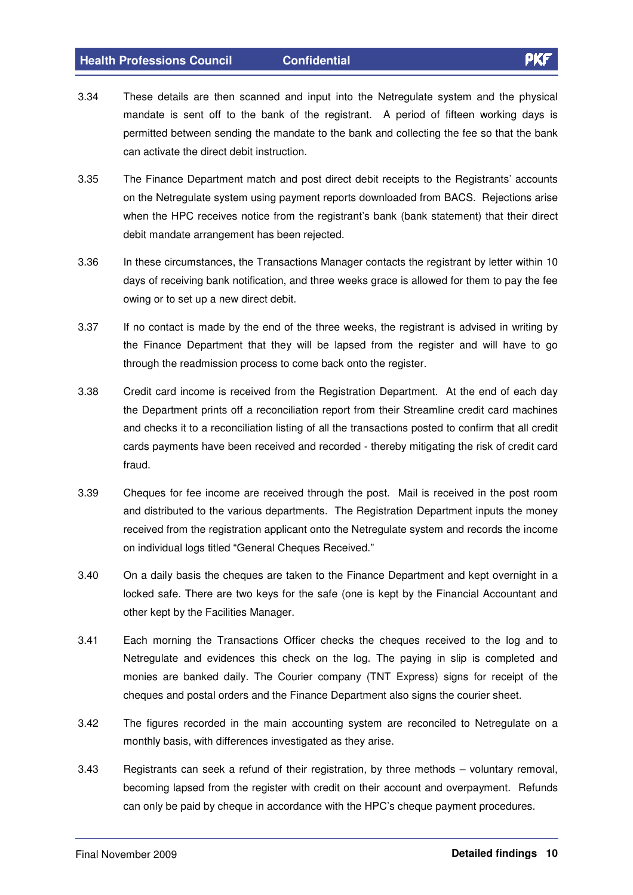3.34 These details are then scanned and input into the Netregulate system and the physical mandate is sent off to the bank of the registrant. A period of fifteen working days is permitted between sending the mandate to the bank and collecting the fee so that the bank can activate the direct debit instruction.

3.35 The Finance Department match and post direct debit receipts to the Registrants' accounts on the Netregulate system using payment reports downloaded from BACS. Rejections arise when the HPC receives notice from the registrant's bank (bank statement) that their direct debit mandate arrangement has been rejected.

3.36 In these circumstances, the Transactions Manager contacts the registrant by letter within 10 days of receiving bank notification, and three weeks grace is allowed for them to pay the fee owing or to set up a new direct debit.

3.37 If no contact is made by the end of the three weeks, the registrant is advised in writing by the Finance Department that they will be lapsed from the register and will have to go through the readmission process to come back onto the register.

3.38 Credit card income is received from the Registration Department. At the end of each day the Department prints off a reconciliation report from their Streamline credit card machines and checks it to a reconciliation listing of all the transactions posted to confirm that all credit cards payments have been received and recorded - thereby mitigating the risk of credit card fraud.

3.39 Cheques for fee income are received through the post. Mail is received in the post room and distributed to the various departments. The Registration Department inputs the money received from the registration applicant onto the Netregulate system and records the income on individual logs titled "General Cheques Received."

3.40 On a daily basis the cheques are taken to the Finance Department and kept overnight in a locked safe. There are two keys for the safe (one is kept by the Financial Accountant and other kept by the Facilities Manager.

3.41 Each morning the Transactions Officer checks the cheques received to the log and to Netregulate and evidences this check on the log. The paying in slip is completed and monies are banked daily. The Courier company (TNT Express) signs for receipt of the cheques and postal orders and the Finance Department also signs the courier sheet.

3.42 The figures recorded in the main accounting system are reconciled to Netregulate on a monthly basis, with differences investigated as they arise.

3.43 Registrants can seek a refund of their registration, by three methods – voluntary removal, becoming lapsed from the register with credit on their account and overpayment. Refunds can only be paid by cheque in accordance with the HPC's cheque payment procedures.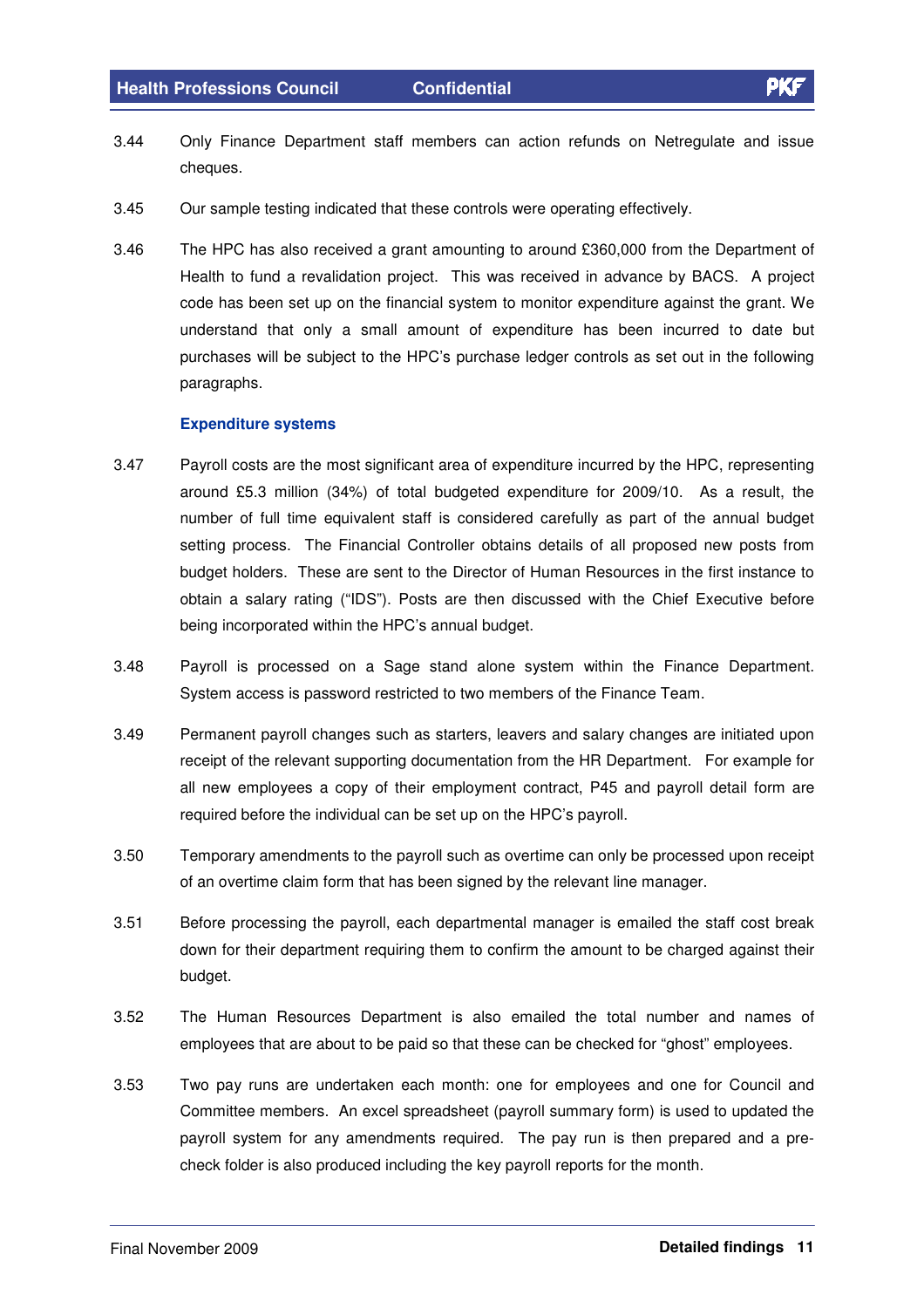3.44 Only Finance Department staff members can action refunds on Netregulate and issue cheques.

3.45 Our sample testing indicated that these controls were operating effectively.

3.46 The HPC has also received a grant amounting to around £360,000 from the Department of Health to fund a revalidation project. This was received in advance by BACS. A project code has been set up on the financial system to monitor expenditure against the grant. We understand that only a small amount of expenditure has been incurred to date but purchases will be subject to the HPC's purchase ledger controls as set out in the following paragraphs.

### Expenditure systems

3.47 Payroll costs are the most significant area of expenditure incurred by the HPC, representing around £5.3 million (34%) of total budgeted expenditure for 2009/10. As a result, the number of full time equivalent staff is considered carefully as part of the annual budget setting process. The Financial Controller obtains details of all proposed new posts from budget holders. These are sent to the Director of Human Resources in the first instance to obtain a salary rating ("IDS"). Posts are then discussed with the Chief Executive before being incorporated within the HPC's annual budget.

3.48 Payroll is processed on a Sage stand alone system within the Finance Department. System access is password restricted to two members of the Finance Team.

3.49 Permanent payroll changes such as starters, leavers and salary changes are initiated upon receipt of the relevant supporting documentation from the HR Department. For example for all new employees a copy of their employment contract, P45 and payroll detail form are required before the individual can be set up on the HPC's payroll.

3.50 Temporary amendments to the payroll such as overtime can only be processed upon receipt of an overtime claim form that has been signed by the relevant line manager.

3.51 Before processing the payroll, each departmental manager is emailed the staff cost break down for their department requiring them to confirm the amount to be charged against their budget.

3.52 The Human Resources Department is also emailed the total number and names of employees that are about to be paid so that these can be checked for "ghost" employees.

3.53 Two pay runs are undertaken each month: one for employees and one for Council and Committee members. An excel spreadsheet (payroll summary form) is used to updated the payroll system for any amendments required. The pay run is then prepared and a pre-check folder is also produced including the key payroll reports for the month.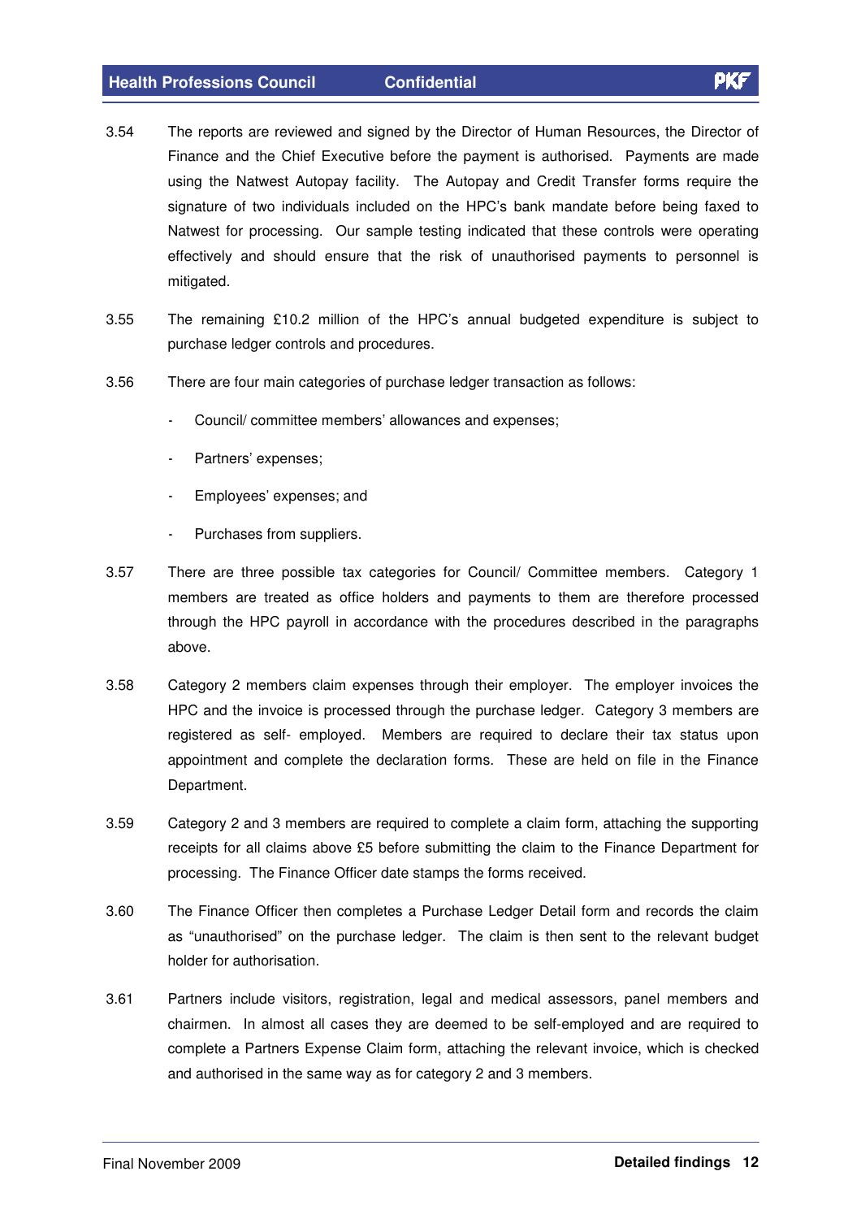3.54 The reports are reviewed and signed by the Director of Human Resources, the Director of Finance and the Chief Executive before the payment is authorised. Payments are made using the Natwest Autopay facility. The Autopay and Credit Transfer forms require the signature of two individuals included on the HPC's bank mandate before being faxed to Natwest for processing. Our sample testing indicated that these controls were operating effectively and should ensure that the risk of unauthorised payments to personnel is mitigated.

3.55 The remaining £10.2 million of the HPC's annual budgeted expenditure is subject to purchase ledger controls and procedures.

3.56 There are four main categories of purchase ledger transaction as follows:

- Council/ committee members' allowances and expenses;
- Partners' expenses;
- Employees' expenses; and
- Purchases from suppliers.

3.57 There are three possible tax categories for Council/ Committee members. Category 1 members are treated as office holders and payments to them are therefore processed through the HPC payroll in accordance with the procedures described in the paragraphs above.

3.58 Category 2 members claim expenses through their employer. The employer invoices the HPC and the invoice is processed through the purchase ledger. Category 3 members are registered as self- employed. Members are required to declare their tax status upon appointment and complete the declaration forms. These are held on file in the Finance Department.

3.59 Category 2 and 3 members are required to complete a claim form, attaching the supporting receipts for all claims above £5 before submitting the claim to the Finance Department for processing. The Finance Officer date stamps the forms received.

3.60 The Finance Officer then completes a Purchase Ledger Detail form and records the claim as "unauthorised" on the purchase ledger. The claim is then sent to the relevant budget holder for authorisation.

3.61 Partners include visitors, registration, legal and medical assessors, panel members and chairmen. In almost all cases they are deemed to be self-employed and are required to complete a Partners Expense Claim form, attaching the relevant invoice, which is checked and authorised in the same way as for category 2 and 3 members.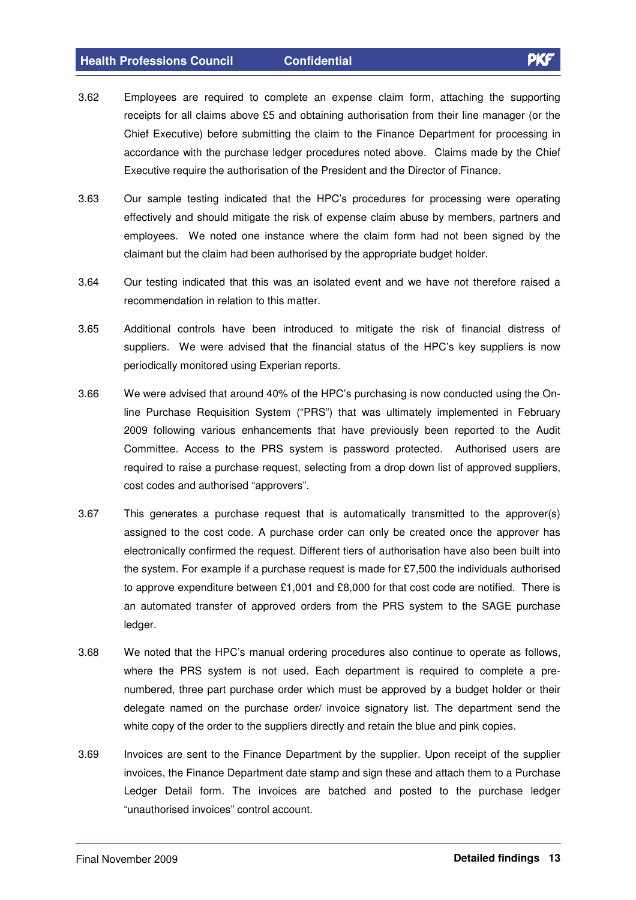3.62 Employees are required to complete an expense claim form, attaching the supporting receipts for all claims above £5 and obtaining authorisation from their line manager (or the Chief Executive) before submitting the claim to the Finance Department for processing in accordance with the purchase ledger procedures noted above. Claims made by the Chief Executive require the authorisation of the President and the Director of Finance.

3.63 Our sample testing indicated that the HPC's procedures for processing were operating effectively and should mitigate the risk of expense claim abuse by members, partners and employees. We noted one instance where the claim form had not been signed by the claimant but the claim had been authorised by the appropriate budget holder.

3.64 Our testing indicated that this was an isolated event and we have not therefore raised a recommendation in relation to this matter.

3.65 Additional controls have been introduced to mitigate the risk of financial distress of suppliers. We were advised that the financial status of the HPC's key suppliers is now periodically monitored using Experian reports.

3.66 We were advised that around 40% of the HPC's purchasing is now conducted using the On-line Purchase Requisition System ("PRS") that was ultimately implemented in February 2009 following various enhancements that have previously been reported to the Audit Committee. Access to the PRS system is password protected. Authorised users are required to raise a purchase request, selecting from a drop down list of approved suppliers, cost codes and authorised "approvers".

3.67 This generates a purchase request that is automatically transmitted to the approver(s) assigned to the cost code. A purchase order can only be created once the approver has electronically confirmed the request. Different tiers of authorisation have also been built into the system. For example if a purchase request is made for £7,500 the individuals authorised to approve expenditure between £1,001 and £8,000 for that cost code are notified. There is an automated transfer of approved orders from the PRS system to the SAGE purchase ledger.

3.68 We noted that the HPC's manual ordering procedures also continue to operate as follows, where the PRS system is not used. Each department is required to complete a pre-numbered, three part purchase order which must be approved by a budget holder or their delegate named on the purchase order/ invoice signatory list. The department send the white copy of the order to the suppliers directly and retain the blue and pink copies.

3.69 Invoices are sent to the Finance Department by the supplier. Upon receipt of the supplier invoices, the Finance Department date stamp and sign these and attach them to a Purchase Ledger Detail form. The invoices are batched and posted to the purchase ledger "unauthorised invoices" control account.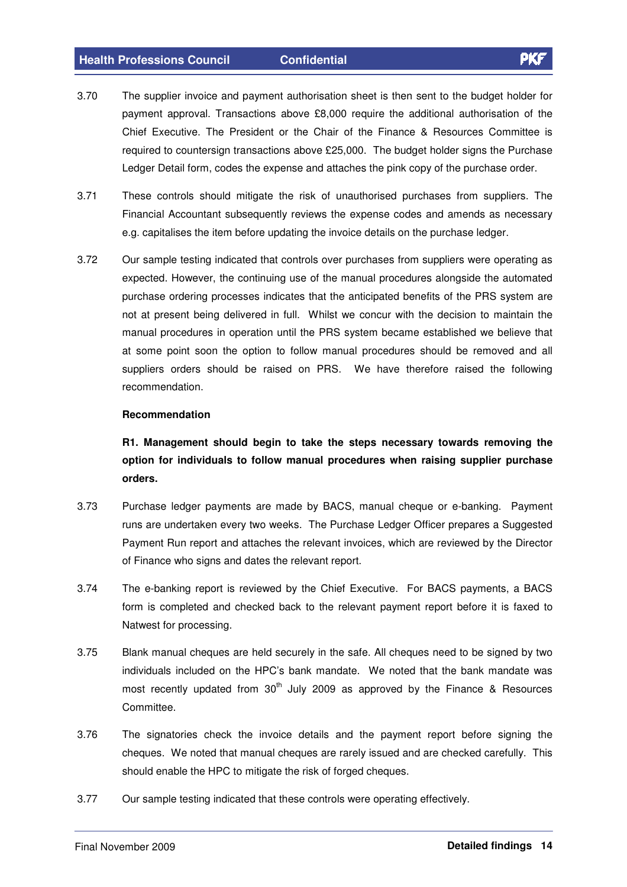3.70 The supplier invoice and payment authorisation sheet is then sent to the budget holder for payment approval. Transactions above £8,000 require the additional authorisation of the Chief Executive. The President or the Chair of the Finance & Resources Committee is required to countersign transactions above £25,000. The budget holder signs the Purchase Ledger Detail form, codes the expense and attaches the pink copy of the purchase order.

3.71 These controls should mitigate the risk of unauthorised purchases from suppliers. The Financial Accountant subsequently reviews the expense codes and amends as necessary e.g. capitalises the item before updating the invoice details on the purchase ledger.

3.72 Our sample testing indicated that controls over purchases from suppliers were operating as expected. However, the continuing use of the manual procedures alongside the automated purchase ordering processes indicates that the anticipated benefits of the PRS system are not at present being delivered in full. Whilst we concur with the decision to maintain the manual procedures in operation until the PRS system became established we believe that at some point soon the option to follow manual procedures should be removed and all suppliers orders should be raised on PRS. We have therefore raised the following recommendation.

**Recommendation**

**R1. Management should begin to take the steps necessary towards removing the option for individuals to follow manual procedures when raising supplier purchase orders.**

3.73 Purchase ledger payments are made by BACS, manual cheque or e-banking. Payment runs are undertaken every two weeks. The Purchase Ledger Officer prepares a Suggested Payment Run report and attaches the relevant invoices, which are reviewed by the Director of Finance who signs and dates the relevant report.

3.74 The e-banking report is reviewed by the Chief Executive. For BACS payments, a BACS form is completed and checked back to the relevant payment report before it is faxed to Natwest for processing.

3.75 Blank manual cheques are held securely in the safe. All cheques need to be signed by two individuals included on the HPC's bank mandate. We noted that the bank mandate was most recently updated from 30th July 2009 as approved by the Finance & Resources Committee.

3.76 The signatories check the invoice details and the payment report before signing the cheques. We noted that manual cheques are rarely issued and are checked carefully. This should enable the HPC to mitigate the risk of forged cheques.

3.77 Our sample testing indicated that these controls were operating effectively.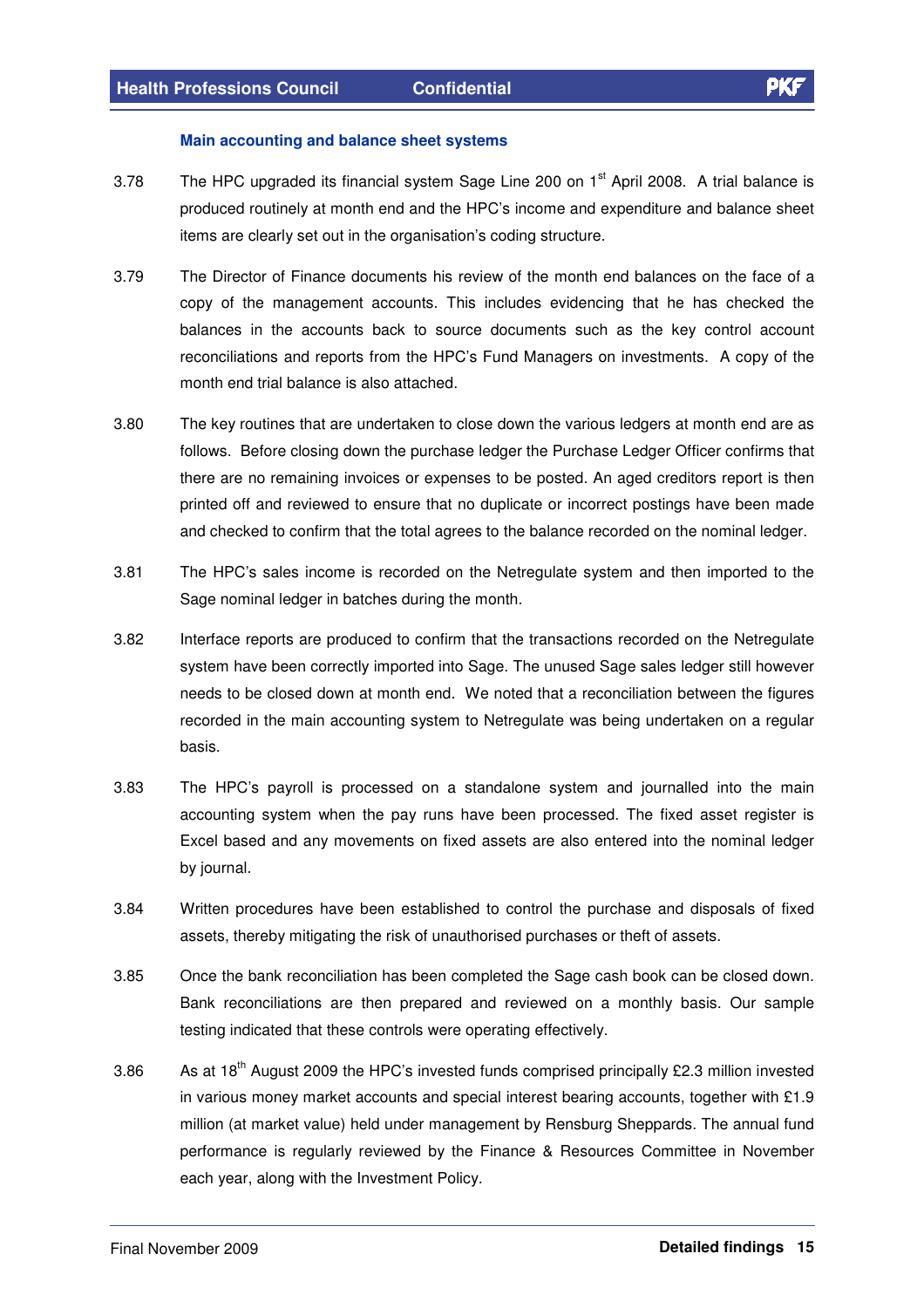### Main accounting and balance sheet systems

3.78 The HPC upgraded its financial system Sage Line 200 on 1st April 2008. A trial balance is produced routinely at month end and the HPC's income and expenditure and balance sheet items are clearly set out in the organisation's coding structure.

3.79 The Director of Finance documents his review of the month end balances on the face of a copy of the management accounts. This includes evidencing that he has checked the balances in the accounts back to source documents such as the key control account reconciliations and reports from the HPC's Fund Managers on investments. A copy of the month end trial balance is also attached.

3.80 The key routines that are undertaken to close down the various ledgers at month end are as follows. Before closing down the purchase ledger the Purchase Ledger Officer confirms that there are no remaining invoices or expenses to be posted. An aged creditors report is then printed off and reviewed to ensure that no duplicate or incorrect postings have been made and checked to confirm that the total agrees to the balance recorded on the nominal ledger.

3.81 The HPC's sales income is recorded on the Netregulate system and then imported to the Sage nominal ledger in batches during the month.

3.82 Interface reports are produced to confirm that the transactions recorded on the Netregulate system have been correctly imported into Sage. The unused Sage sales ledger still however needs to be closed down at month end. We noted that a reconciliation between the figures recorded in the main accounting system to Netregulate was being undertaken on a regular basis.

3.83 The HPC's payroll is processed on a standalone system and journalled into the main accounting system when the pay runs have been processed. The fixed asset register is Excel based and any movements on fixed assets are also entered into the nominal ledger by journal.

3.84 Written procedures have been established to control the purchase and disposals of fixed assets, thereby mitigating the risk of unauthorised purchases or theft of assets.

3.85 Once the bank reconciliation has been completed the Sage cash book can be closed down. Bank reconciliations are then prepared and reviewed on a monthly basis. Our sample testing indicated that these controls were operating effectively.

3.86 As at 18th August 2009 the HPC's invested funds comprised principally £2.3 million invested in various money market accounts and special interest bearing accounts, together with £1.9 million (at market value) held under management by Rensburg Sheppards. The annual fund performance is regularly reviewed by the Finance & Resources Committee in November each year, along with the Investment Policy.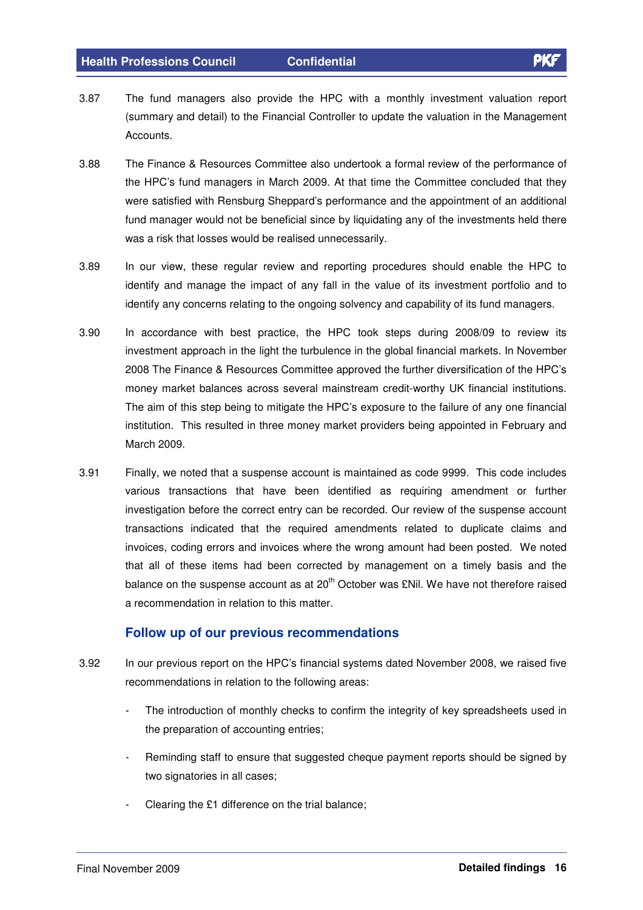3.87 The fund managers also provide the HPC with a monthly investment valuation report (summary and detail) to the Financial Controller to update the valuation in the Management Accounts.

3.88 The Finance & Resources Committee also undertook a formal review of the performance of the HPC's fund managers in March 2009. At that time the Committee concluded that they were satisfied with Rensburg Sheppard's performance and the appointment of an additional fund manager would not be beneficial since by liquidating any of the investments held there was a risk that losses would be realised unnecessarily.

3.89 In our view, these regular review and reporting procedures should enable the HPC to identify and manage the impact of any fall in the value of its investment portfolio and to identify any concerns relating to the ongoing solvency and capability of its fund managers.

3.90 In accordance with best practice, the HPC took steps during 2008/09 to review its investment approach in the light the turbulence in the global financial markets. In November 2008 The Finance & Resources Committee approved the further diversification of the HPC's money market balances across several mainstream credit-worthy UK financial institutions. The aim of this step being to mitigate the HPC's exposure to the failure of any one financial institution. This resulted in three money market providers being appointed in February and March 2009.

3.91 Finally, we noted that a suspense account is maintained as code 9999. This code includes various transactions that have been identified as requiring amendment or further investigation before the correct entry can be recorded. Our review of the suspense account transactions indicated that the required amendments related to duplicate claims and invoices, coding errors and invoices where the wrong amount had been posted. We noted that all of these items had been corrected by management on a timely basis and the balance on the suspense account as at 20th October was £Nil. We have not therefore raised a recommendation in relation to this matter.

## Follow up of our previous recommendations

3.92 In our previous report on the HPC's financial systems dated November 2008, we raised five recommendations in relation to the following areas:

- The introduction of monthly checks to confirm the integrity of key spreadsheets used in the preparation of accounting entries;
- Reminding staff to ensure that suggested cheque payment reports should be signed by two signatories in all cases;
- Clearing the £1 difference on the trial balance;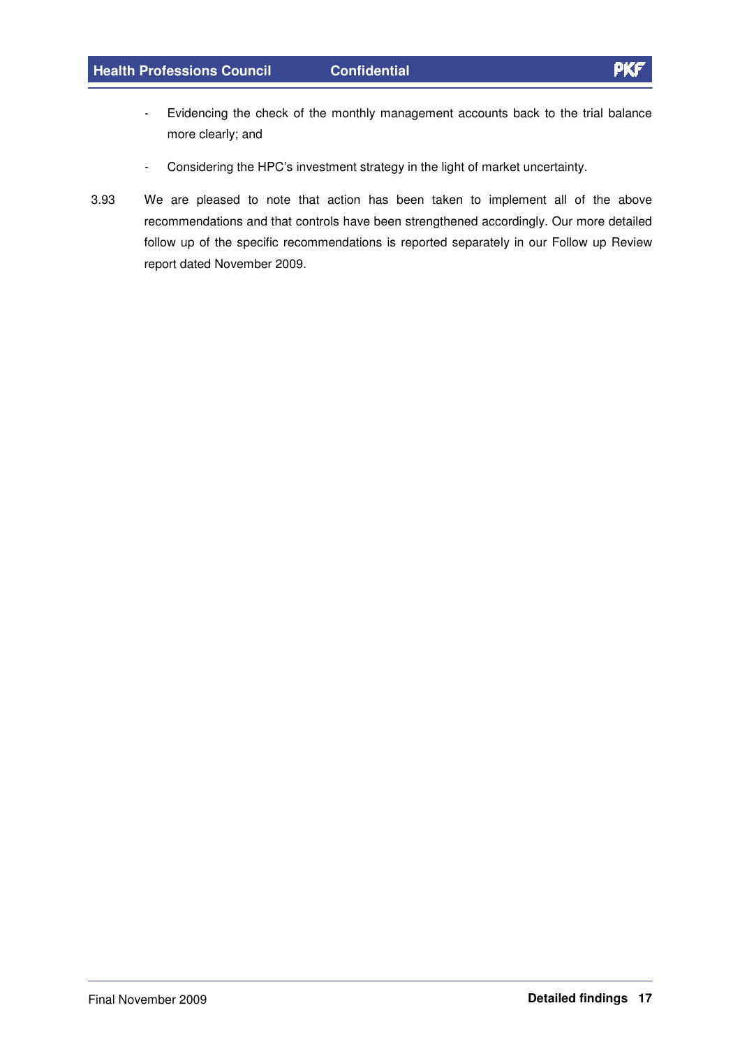- Evidencing the check of the monthly management accounts back to the trial balance more clearly; and
- Considering the HPC's investment strategy in the light of market uncertainty.

3.93 We are pleased to note that action has been taken to implement all of the above recommendations and that controls have been strengthened accordingly. Our more detailed follow up of the specific recommendations is reported separately in our Follow up Review report dated November 2009.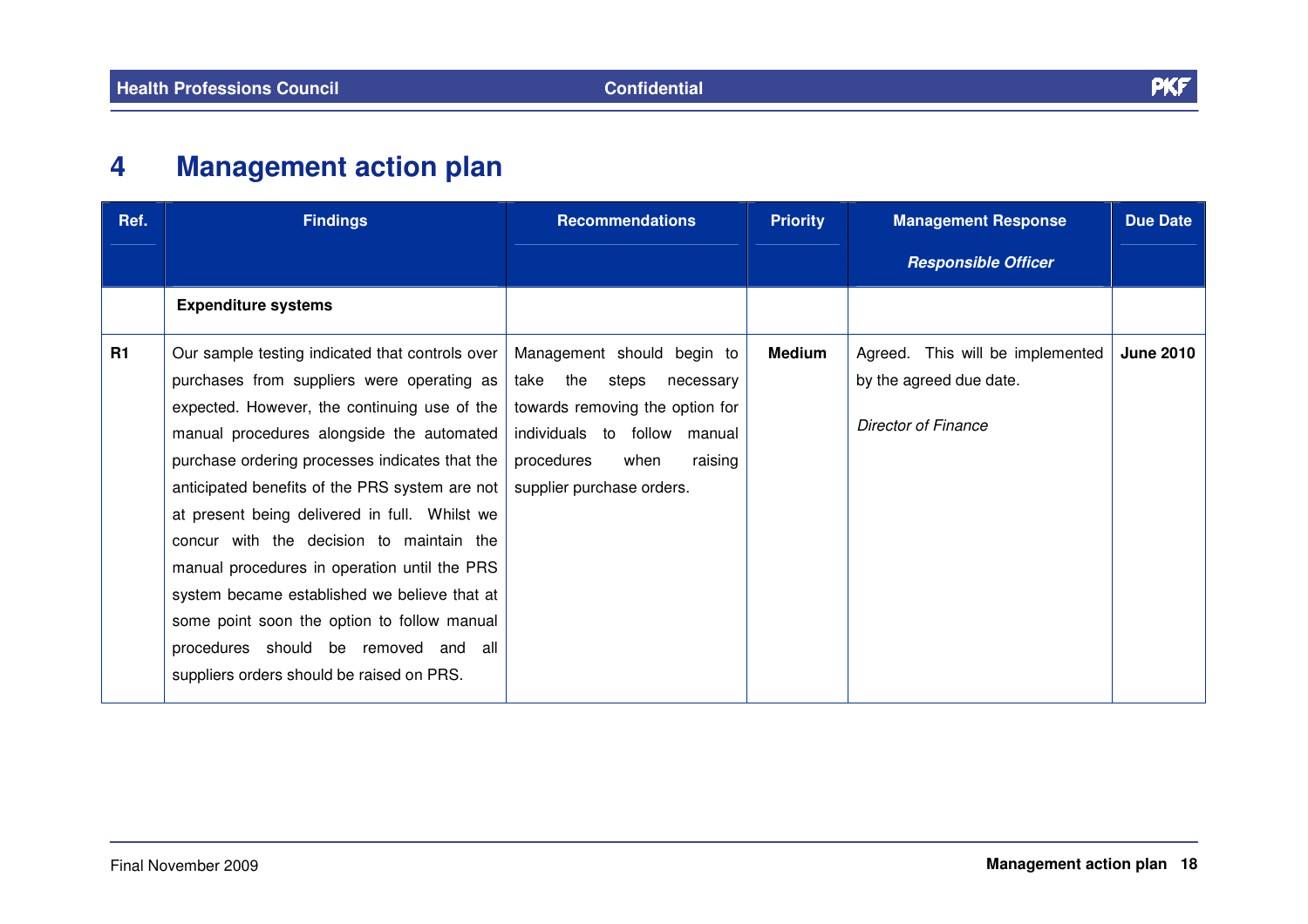# 4 Management action plan

| Ref. | Findings | Recommendations | Priority | Management Response<br>*Responsible Officer* | Due Date |
|---|---|---|---|---|---|
| | **Expenditure systems** | | | | |
| **R1** | Our sample testing indicated that controls over purchases from suppliers were operating as expected. However, the continuing use of the manual procedures alongside the automated purchase ordering processes indicates that the anticipated benefits of the PRS system are not at present being delivered in full. Whilst we concur with the decision to maintain the manual procedures in operation until the PRS system became established we believe that at some point soon the option to follow manual procedures should be removed and all suppliers orders should be raised on PRS. | Management should begin to take the steps necessary towards removing the option for individuals to follow manual procedures when raising supplier purchase orders. | **Medium** | Agreed. This will be implemented by the agreed due date.<br><br>*Director of Finance* | **June 2010** |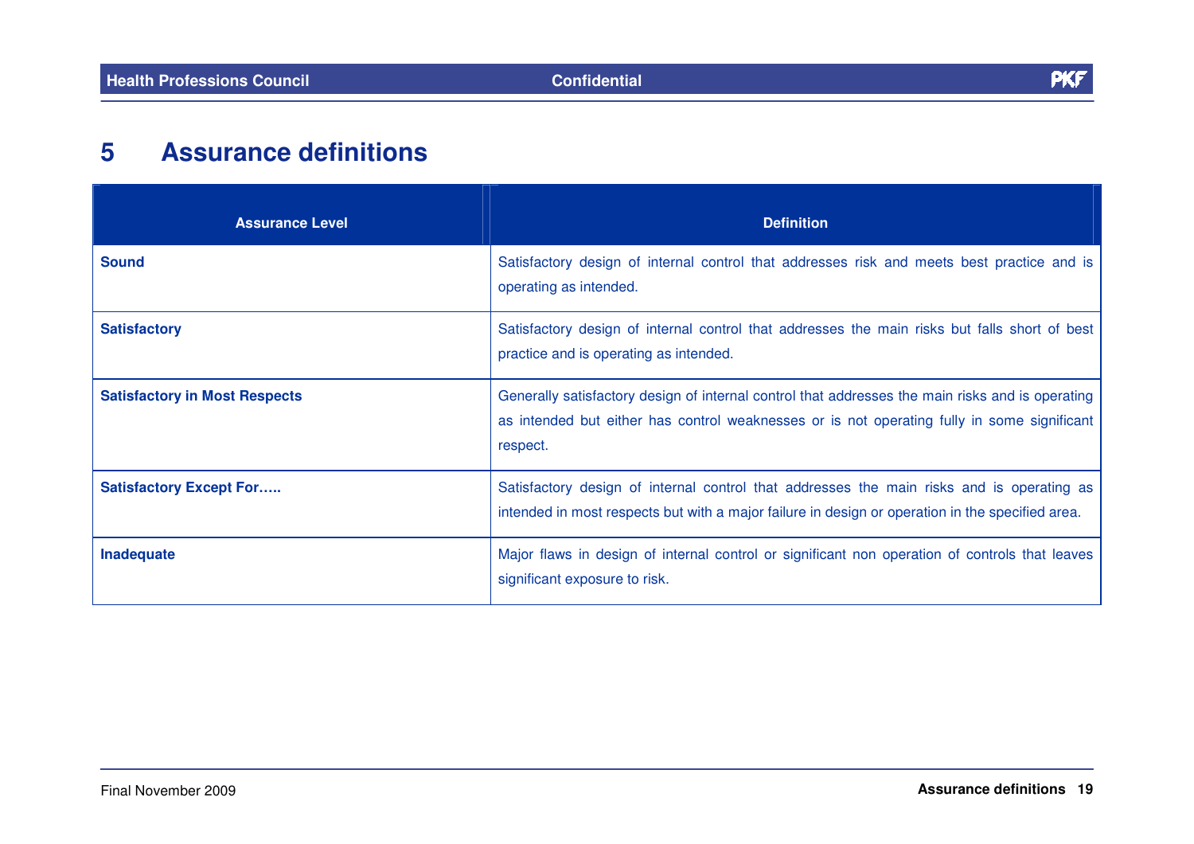# 5 Assurance definitions

| Assurance Level | Definition |
|---|---|
| **Sound** | Satisfactory design of internal control that addresses risk and meets best practice and is operating as intended. |
| **Satisfactory** | Satisfactory design of internal control that addresses the main risks but falls short of best practice and is operating as intended. |
| **Satisfactory in Most Respects** | Generally satisfactory design of internal control that addresses the main risks and is operating as intended but either has control weaknesses or is not operating fully in some significant respect. |
| **Satisfactory Except For…..** | Satisfactory design of internal control that addresses the main risks and is operating as intended in most respects but with a major failure in design or operation in the specified area. |
| **Inadequate** | Major flaws in design of internal control or significant non operation of controls that leaves significant exposure to risk. |